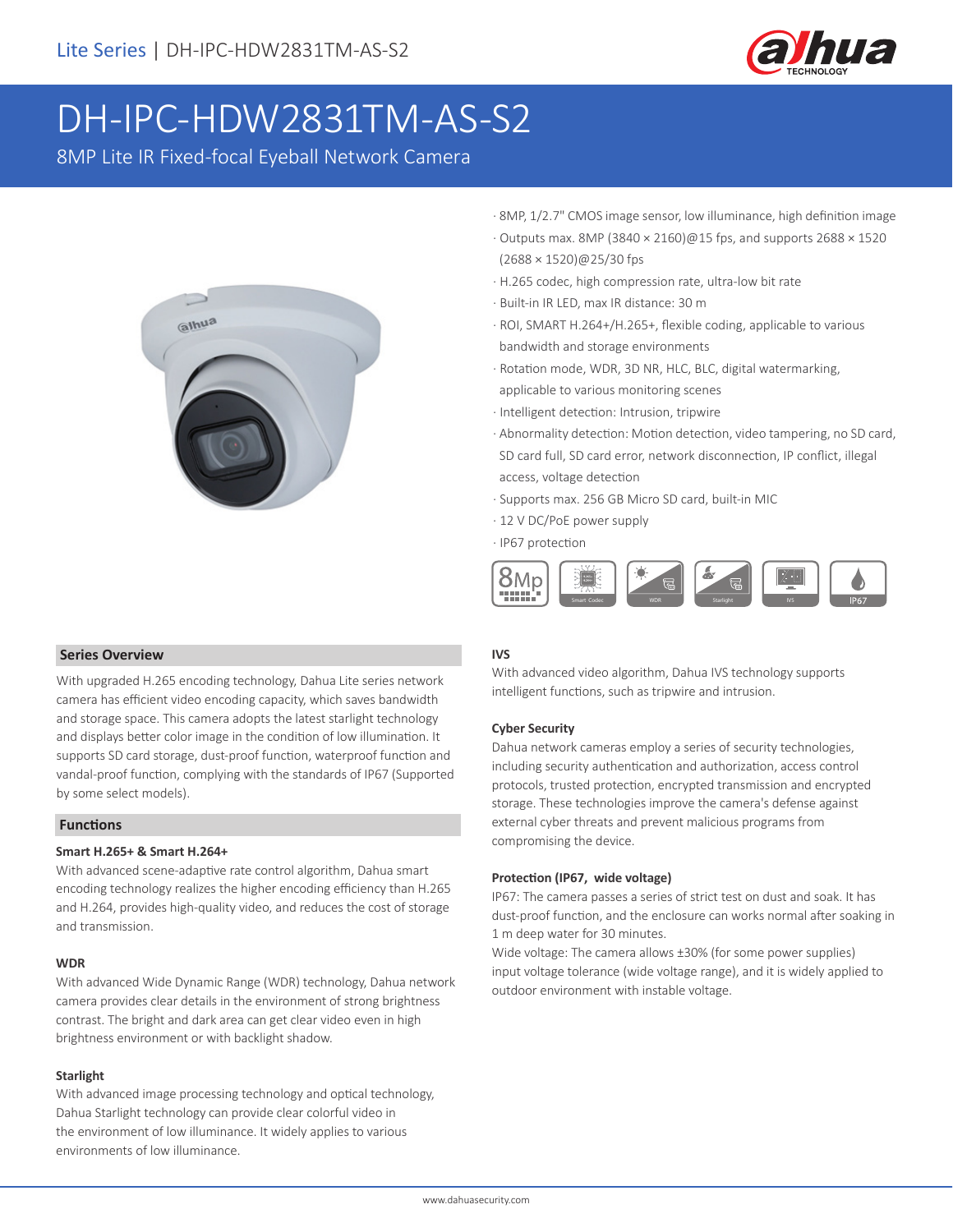Lite Series | DH-IPC-HDW2831TM-AS-S2

# DH-IPC-HDW2831TM-AS-S2

8MP Lite IR Fixed-focal Eyeball Network Camera

- 8MP, 1/2.7" CMOS image sensor, low illuminance, high definition image
- Outputs max. 8MP (3840 × 2160)@15 fps, and supports 2688 × 1520 (2688 × 1520)@25/30 fps
- H.265 codec, high compression rate, ultra-low bit rate
- Built-in IR LED, max IR distance: 30 m
- ROI, SMART H.264+/H.265+, flexible coding, applicable to various bandwidth and storage environments
- Rotation mode, WDR, 3D NR, HLC, BLC, digital watermarking, applicable to various monitoring scenes
- Intelligent detection: Intrusion, tripwire
- Abnormality detection: Motion detection, video tampering, no SD card, SD card full, SD card error, network disconnection, IP conflict, illegal access, voltage detection
- Supports max. 256 GB Micro SD card, built-in MIC
- 12 V DC/PoE power supply
- IP67 protection

## Series Overview

With upgraded H.265 encoding technology, Dahua Lite series network camera has efficient video encoding capacity, which saves bandwidth and storage space. This camera adopts the latest starlight technology and displays better color image in the condition of low illumination. It supports SD card storage, dust-proof function, waterproof function and vandal-proof function, complying with the standards of IP67 (Supported by some select models).

## Functions

### Smart H.265+ & Smart H.264+

With advanced scene-adaptive rate control algorithm, Dahua smart encoding technology realizes the higher encoding efficiency than H.265 and H.264, provides high-quality video, and reduces the cost of storage and transmission.

### WDR

With advanced Wide Dynamic Range (WDR) technology, Dahua network camera provides clear details in the environment of strong brightness contrast. The bright and dark area can get clear video even in high brightness environment or with backlight shadow.

### Starlight

With advanced image processing technology and optical technology, Dahua Starlight technology can provide clear colorful video in the environment of low illuminance. It widely applies to various environments of low illuminance.

### IVS

With advanced video algorithm, Dahua IVS technology supports intelligent functions, such as tripwire and intrusion.

### Cyber Security

Dahua network cameras employ a series of security technologies, including security authentication and authorization, access control protocols, trusted protection, encrypted transmission and encrypted storage. These technologies improve the camera's defense against external cyber threats and prevent malicious programs from compromising the device.

### Protection (IP67, wide voltage)

IP67: The camera passes a series of strict test on dust and soak. It has dust-proof function, and the enclosure can works normal after soaking in 1 m deep water for 30 minutes.

Wide voltage: The camera allows ±30% (for some power supplies) input voltage tolerance (wide voltage range), and it is widely applied to outdoor environment with instable voltage.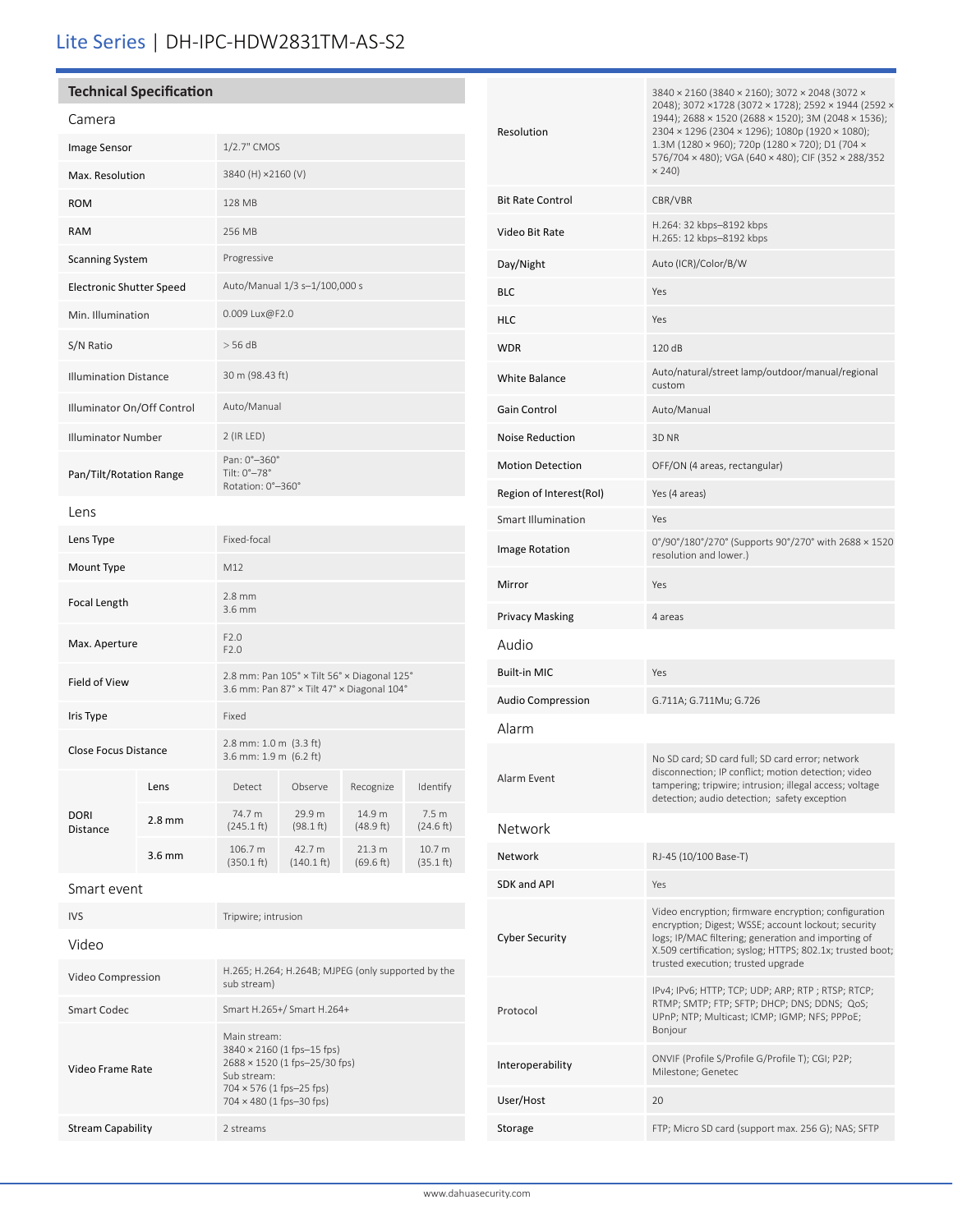# Lite Series | DH-IPC-HDW2831TM-AS-S2

## Technical Specification

### Camera

| | |
|---|---|
| Image Sensor | 1/2.7" CMOS |
| Max. Resolution | 3840 (H) ×2160 (V) |
| ROM | 128 MB |
| RAM | 256 MB |
| Scanning System | Progressive |
| Electronic Shutter Speed | Auto/Manual 1/3 s–1/100,000 s |
| Min. Illumination | 0.009 Lux@F2.0 |
| S/N Ratio | > 56 dB |
| Illumination Distance | 30 m (98.43 ft) |
| Illuminator On/Off Control | Auto/Manual |
| Illuminator Number | 2 (IR LED) |
| Pan/Tilt/Rotation Range | Pan: 0°–360°<br>Tilt: 0°–78°<br>Rotation: 0°–360° |

### Lens

| | |
|---|---|
| Lens Type | Fixed-focal |
| Mount Type | M12 |
| Focal Length | 2.8 mm<br>3.6 mm |
| Max. Aperture | F2.0<br>F2.0 |
| Field of View | 2.8 mm: Pan 105° × Tilt 56° × Diagonal 125°<br>3.6 mm: Pan 87° × Tilt 47° × Diagonal 104° |
| Iris Type | Fixed |
| Close Focus Distance | 2.8 mm: 1.0 m (3.3 ft)<br>3.6 mm: 1.9 m (6.2 ft) |

| DORI Distance | Lens | Detect | Observe | Recognize | Identify |
|---|---|---|---|---|---|
| | 2.8 mm | 74.7 m (245.1 ft) | 29.9 m (98.1 ft) | 14.9 m (48.9 ft) | 7.5 m (24.6 ft) |
| | 3.6 mm | 106.7 m (350.1 ft) | 42.7 m (140.1 ft) | 21.3 m (69.6 ft) | 10.7 m (35.1 ft) |

### Smart event

| | |
|---|---|
| IVS | Tripwire; intrusion |

### Video

| | |
|---|---|
| Video Compression | H.265; H.264; H.264B; MJPEG (only supported by the sub stream) |
| Smart Codec | Smart H.265+/ Smart H.264+ |
| Video Frame Rate | Main stream:<br>3840 × 2160 (1 fps–15 fps)<br>2688 × 1520 (1 fps–25/30 fps)<br>Sub stream:<br>704 × 576 (1 fps–25 fps)<br>704 × 480 (1 fps–30 fps) |
| Stream Capability | 2 streams |
| Resolution | 3840 × 2160 (3840 × 2160); 3072 × 2048 (3072 × 2048); 3072 ×1728 (3072 × 1728); 2592 × 1944 (2592 × 1944); 2688 × 1520 (2688 × 1520); 3M (2048 × 1536); 2304 × 1296 (2304 × 1296); 1080p (1920 × 1080); 1.3M (1280 × 960); 720p (1280 × 720); D1 (704 × 576/704 × 480); VGA (640 × 480); CIF (352 × 288/352 × 240) |
| Bit Rate Control | CBR/VBR |
| Video Bit Rate | H.264: 32 kbps–8192 kbps<br>H.265: 12 kbps–8192 kbps |
| Day/Night | Auto (ICR)/Color/B/W |
| BLC | Yes |
| HLC | Yes |
| WDR | 120 dB |
| White Balance | Auto/natural/street lamp/outdoor/manual/regional custom |
| Gain Control | Auto/Manual |
| Noise Reduction | 3D NR |
| Motion Detection | OFF/ON (4 areas, rectangular) |
| Region of Interest(RoI) | Yes (4 areas) |
| Smart Illumination | Yes |
| Image Rotation | 0°/90°/180°/270° (Supports 90°/270° with 2688 × 1520 resolution and lower.) |
| Mirror | Yes |
| Privacy Masking | 4 areas |

### Audio

| | |
|---|---|
| Built-in MIC | Yes |
| Audio Compression | G.711A; G.711Mu; G.726 |

### Alarm

| | |
|---|---|
| Alarm Event | No SD card; SD card full; SD card error; network disconnection; IP conflict; motion detection; video tampering; tripwire; intrusion; illegal access; voltage detection; audio detection; safety exception |

### Network

| | |
|---|---|
| Network | RJ-45 (10/100 Base-T) |
| SDK and API | Yes |
| Cyber Security | Video encryption; firmware encryption; configuration encryption; Digest; WSSE; account lockout; security logs; IP/MAC filtering; generation and importing of X.509 certification; syslog; HTTPS; 802.1x; trusted boot; trusted execution; trusted upgrade |
| Protocol | IPv4; IPv6; HTTP; TCP; UDP; ARP; RTP ; RTSP; RTCP; RTMP; SMTP; FTP; SFTP; DHCP; DNS; DDNS; QoS; UPnP; NTP; Multicast; ICMP; IGMP; NFS; PPPoE; Bonjour |
| Interoperability | ONVIF (Profile S/Profile G/Profile T); CGI; P2P; Milestone; Genetec |
| User/Host | 20 |
| Storage | FTP; Micro SD card (support max. 256 G); NAS; SFTP |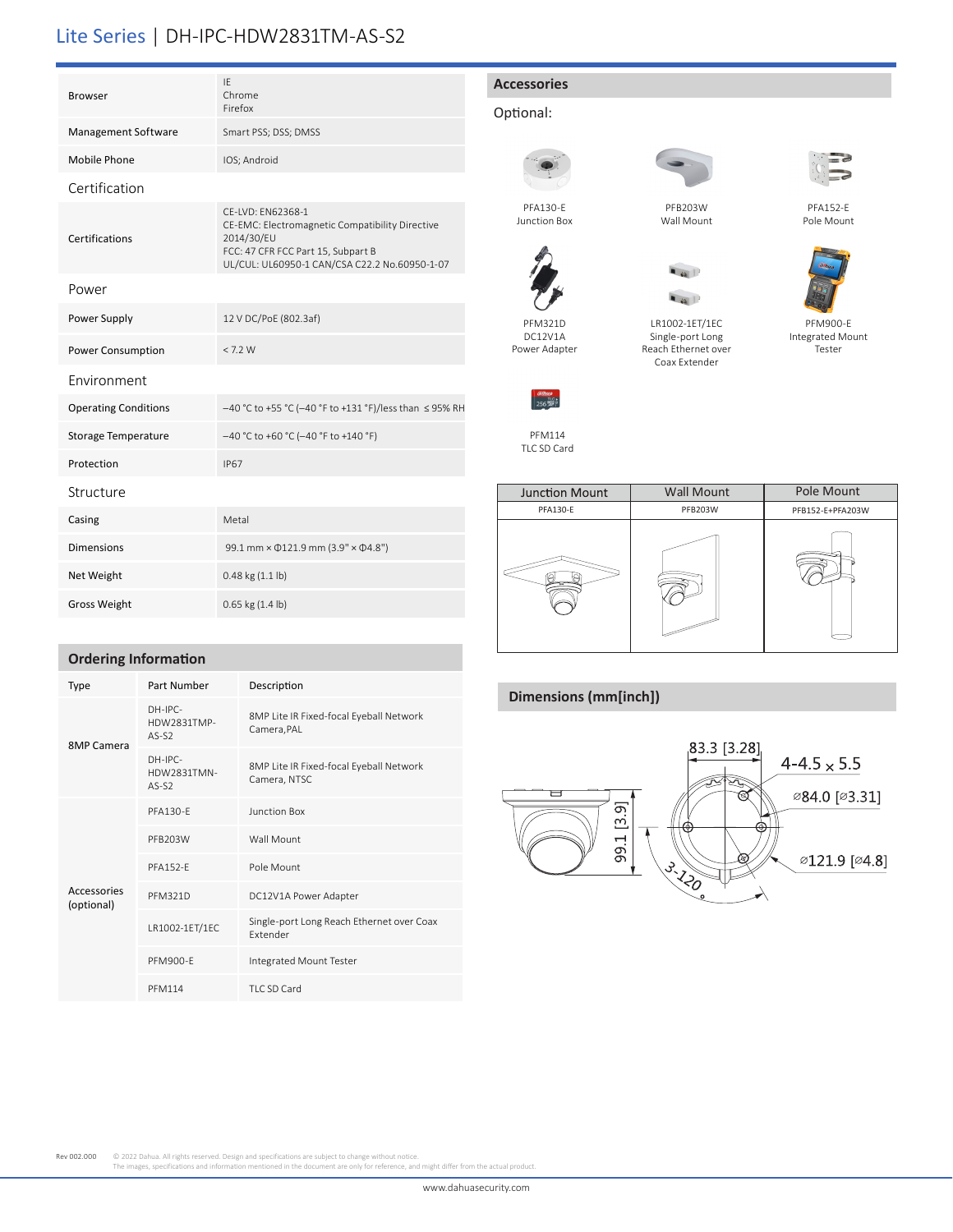# Lite Series | DH-IPC-HDW2831TM-AS-S2

| | |
|---|---|
| Browser | IE<br>Chrome<br>Firefox |
| Management Software | Smart PSS; DSS; DMSS |
| Mobile Phone | IOS; Android |

### Certification

| | |
|---|---|
| Certifications | CE-LVD: EN62368-1<br>CE-EMC: Electromagnetic Compatibility Directive 2014/30/EU<br>FCC: 47 CFR FCC Part 15, Subpart B<br>UL/CUL: UL60950-1 CAN/CSA C22.2 No.60950-1-07 |

### Power

| | |
|---|---|
| Power Supply | 12 V DC/PoE (802.3af) |
| Power Consumption | < 7.2 W |

### Environment

| | |
|---|---|
| Operating Conditions | –40 °C to +55 °C (–40 °F to +131 °F)/less than ≤ 95% RH |
| Storage Temperature | –40 °C to +60 °C (–40 °F to +140 °F) |
| Protection | IP67 |

### Structure

| | |
|---|---|
| Casing | Metal |
| Dimensions | 99.1 mm × Φ121.9 mm (3.9" × Φ4.8") |
| Net Weight | 0.48 kg (1.1 lb) |
| Gross Weight | 0.65 kg (1.4 lb) |

## Ordering Information

| Type | Part Number | Description |
|---|---|---|
| 8MP Camera | DH-IPC-HDW2831TMP-AS-S2 | 8MP Lite IR Fixed-focal Eyeball Network Camera,PAL |
| | DH-IPC-HDW2831TMN-AS-S2 | 8MP Lite IR Fixed-focal Eyeball Network Camera, NTSC |
| Accessories (optional) | PFA130-E | Junction Box |
| | PFB203W | Wall Mount |
| | PFA152-E | Pole Mount |
| | PFM321D | DC12V1A Power Adapter |
| | LR1002-1ET/1EC | Single-port Long Reach Ethernet over Coax Extender |
| | PFM900-E | Integrated Mount Tester |
| | PFM114 | TLC SD Card |

## Accessories

Optional:

PFA130-E
Junction Box

PFB203W
Wall Mount

PFA152-E
Pole Mount

PFM321D
DC12V1A
Power Adapter

LR1002-1ET/1EC
Single-port Long Reach Ethernet over Coax Extender

PFM900-E
Integrated Mount Tester

PFM114
TLC SD Card

| Junction Mount | Wall Mount | Pole Mount |
|---|---|---|
| PFA130-E | PFB203W | PFB152-E+PFA203W |

## Dimensions (mm[inch])

83.3 [3.28]
4-4.5 × 5.5
⌀84.0 [⌀3.31]
99.1 [3.9]
3-120°
⌀121.9 [⌀4.8]

Rev 002.000 © 2022 Dahua. All rights reserved. Design and specifications are subject to change without notice.
The images, specifications and information mentioned in the document are only for reference, and might differ from the actual product.

www.dahuasecurity.com